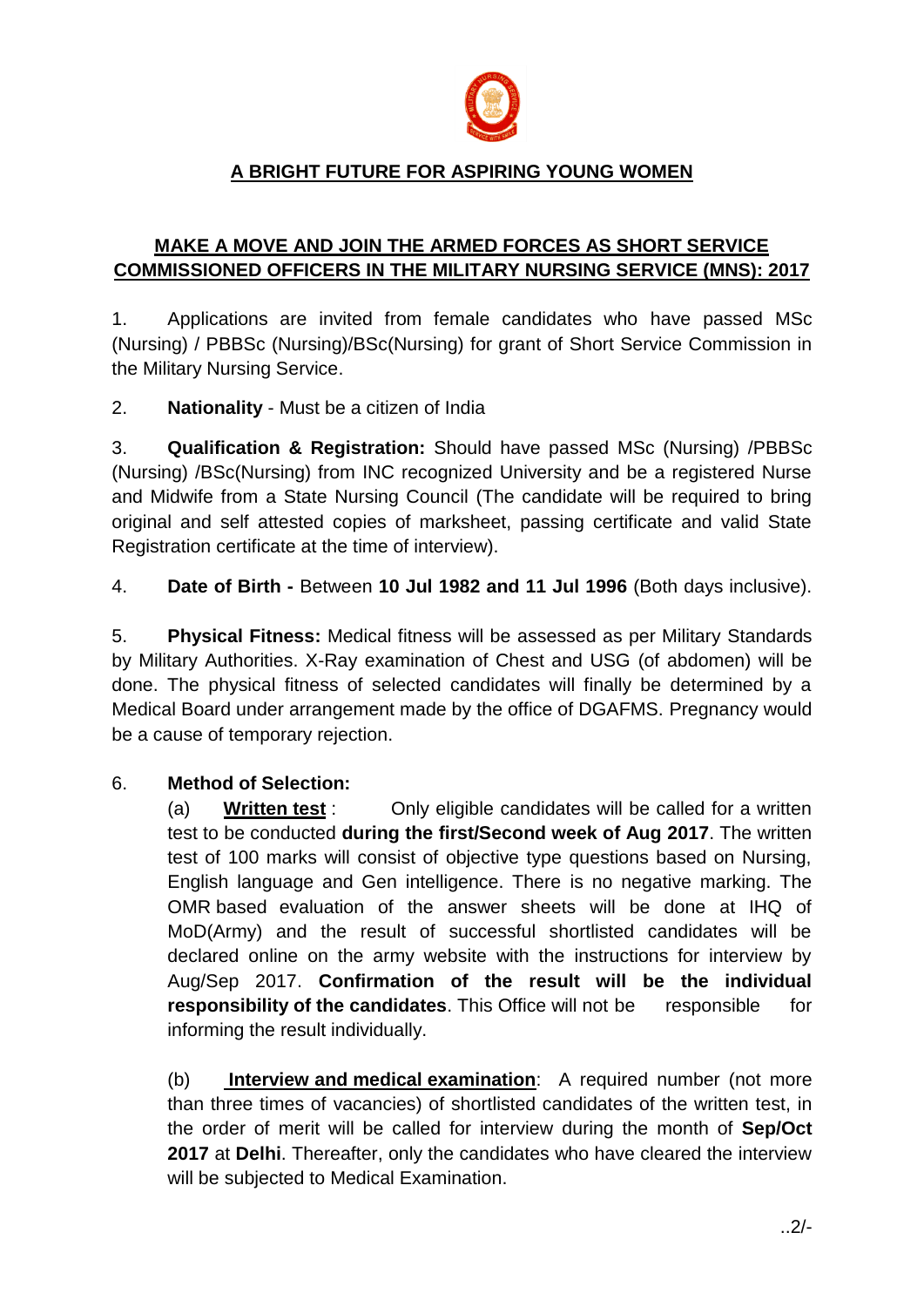## A BRIGHT FUTURE FOR ASPIRING YOUNG WOMEN

## MAKE A MOVE AND JOIN THE ARMED FORCES AS SHORT SERVICE COMMISSIONED OFFICERS IN THE MILITARY NURSING SERVICE (MNS): 2017

1. Applications are invited from female candidates who have passed MSc (Nursing) / PBBSc (Nursing)/BSc(Nursing) for grant of Short Service Commission in the Military Nursing Service.

2. **Nationality** - Must be a citizen of India

3. **Qualification & Registration:** Should have passed MSc (Nursing) /PBBSc (Nursing) /BSc(Nursing) from INC recognized University and be a registered Nurse and Midwife from a State Nursing Council (The candidate will be required to bring original and self attested copies of marksheet, passing certificate and valid State Registration certificate at the time of interview).

4. **Date of Birth -** Between **10 Jul 1982 and 11 Jul 1996** (Both days inclusive).

5. **Physical Fitness:** Medical fitness will be assessed as per Military Standards by Military Authorities. X-Ray examination of Chest and USG (of abdomen) will be done. The physical fitness of selected candidates will finally be determined by a Medical Board under arrangement made by the office of DGAFMS. Pregnancy would be a cause of temporary rejection.

6. **Method of Selection:**

(a) **Written test** : Only eligible candidates will be called for a written test to be conducted **during the first/Second week of Aug 2017**. The written test of 100 marks will consist of objective type questions based on Nursing, English language and Gen intelligence. There is no negative marking. The OMR based evaluation of the answer sheets will be done at IHQ of MoD(Army) and the result of successful shortlisted candidates will be declared online on the army website with the instructions for interview by Aug/Sep 2017. **Confirmation of the result will be the individual responsibility of the candidates**. This Office will not be responsible for informing the result individually.

(b) **Interview and medical examination**: A required number (not more than three times of vacancies) of shortlisted candidates of the written test, in the order of merit will be called for interview during the month of **Sep/Oct 2017** at **Delhi**. Thereafter, only the candidates who have cleared the interview will be subjected to Medical Examination.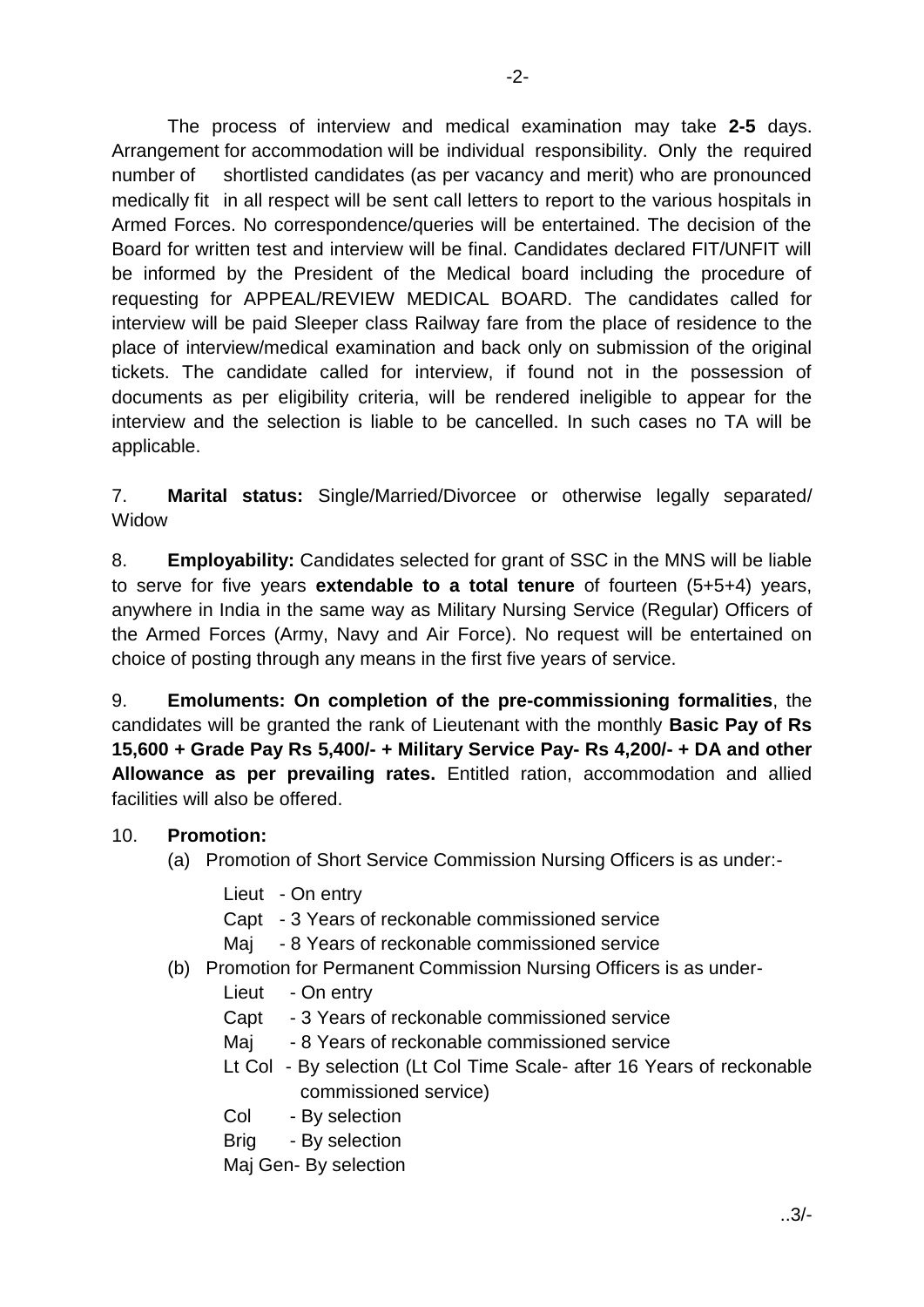The process of interview and medical examination may take **2-5** days. Arrangement for accommodation will be individual responsibility. Only the required number of shortlisted candidates (as per vacancy and merit) who are pronounced medically fit in all respect will be sent call letters to report to the various hospitals in Armed Forces. No correspondence/queries will be entertained. The decision of the Board for written test and interview will be final. Candidates declared FIT/UNFIT will be informed by the President of the Medical board including the procedure of requesting for APPEAL/REVIEW MEDICAL BOARD. The candidates called for interview will be paid Sleeper class Railway fare from the place of residence to the place of interview/medical examination and back only on submission of the original tickets. The candidate called for interview, if found not in the possession of documents as per eligibility criteria, will be rendered ineligible to appear for the interview and the selection is liable to be cancelled. In such cases no TA will be applicable.

7. **Marital status:** Single/Married/Divorcee or otherwise legally separated/ Widow

8. **Employability:** Candidates selected for grant of SSC in the MNS will be liable to serve for five years **extendable to a total tenure** of fourteen (5+5+4) years, anywhere in India in the same way as Military Nursing Service (Regular) Officers of the Armed Forces (Army, Navy and Air Force). No request will be entertained on choice of posting through any means in the first five years of service.

9. **Emoluments: On completion of the pre-commissioning formalities**, the candidates will be granted the rank of Lieutenant with the monthly **Basic Pay of Rs 15,600 + Grade Pay Rs 5,400/- + Military Service Pay- Rs 4,200/- + DA and other Allowance as per prevailing rates.** Entitled ration, accommodation and allied facilities will also be offered.

10. **Promotion:**

(a) Promotion of Short Service Commission Nursing Officers is as under:-

- Lieut - On entry
- Capt - 3 Years of reckonable commissioned service
- Maj - 8 Years of reckonable commissioned service

(b) Promotion for Permanent Commission Nursing Officers is as under-

- Lieut - On entry
- Capt - 3 Years of reckonable commissioned service
- Maj - 8 Years of reckonable commissioned service
- Lt Col - By selection (Lt Col Time Scale- after 16 Years of reckonable commissioned service)
- Col - By selection
- Brig - By selection
- Maj Gen- By selection

..3/-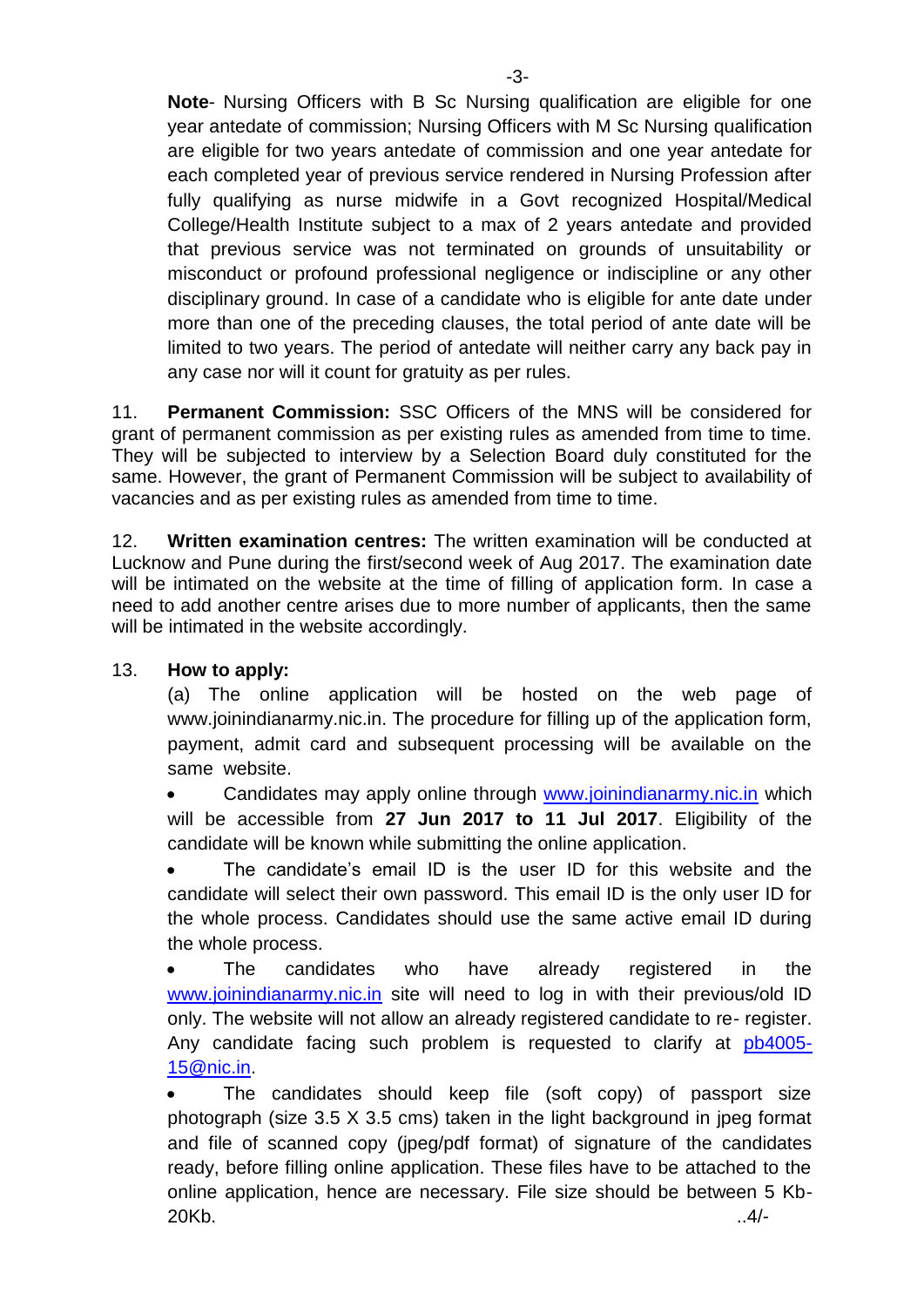**Note**- Nursing Officers with B Sc Nursing qualification are eligible for one year antedate of commission; Nursing Officers with M Sc Nursing qualification are eligible for two years antedate of commission and one year antedate for each completed year of previous service rendered in Nursing Profession after fully qualifying as nurse midwife in a Govt recognized Hospital/Medical College/Health Institute subject to a max of 2 years antedate and provided that previous service was not terminated on grounds of unsuitability or misconduct or profound professional negligence or indiscipline or any other disciplinary ground. In case of a candidate who is eligible for ante date under more than one of the preceding clauses, the total period of ante date will be limited to two years. The period of antedate will neither carry any back pay in any case nor will it count for gratuity as per rules.

11. **Permanent Commission:** SSC Officers of the MNS will be considered for grant of permanent commission as per existing rules as amended from time to time. They will be subjected to interview by a Selection Board duly constituted for the same. However, the grant of Permanent Commission will be subject to availability of vacancies and as per existing rules as amended from time to time.

12. **Written examination centres:** The written examination will be conducted at Lucknow and Pune during the first/second week of Aug 2017. The examination date will be intimated on the website at the time of filling of application form. In case a need to add another centre arises due to more number of applicants, then the same will be intimated in the website accordingly.

13. **How to apply:**

(a) The online application will be hosted on the web page of www.joinindianarmy.nic.in. The procedure for filling up of the application form, payment, admit card and subsequent processing will be available on the same website.

- Candidates may apply online through www.joinindianarmy.nic.in which will be accessible from **27 Jun 2017 to 11 Jul 2017**. Eligibility of the candidate will be known while submitting the online application.
- The candidate's email ID is the user ID for this website and the candidate will select their own password. This email ID is the only user ID for the whole process. Candidates should use the same active email ID during the whole process.
- The candidates who have already registered in the www.joinindianarmy.nic.in site will need to log in with their previous/old ID only. The website will not allow an already registered candidate to re- register. Any candidate facing such problem is requested to clarify at pb4005-15@nic.in.
- The candidates should keep file (soft copy) of passport size photograph (size 3.5 X 3.5 cms) taken in the light background in jpeg format and file of scanned copy (jpeg/pdf format) of signature of the candidates ready, before filling online application. These files have to be attached to the online application, hence are necessary. File size should be between 5 Kb-20Kb.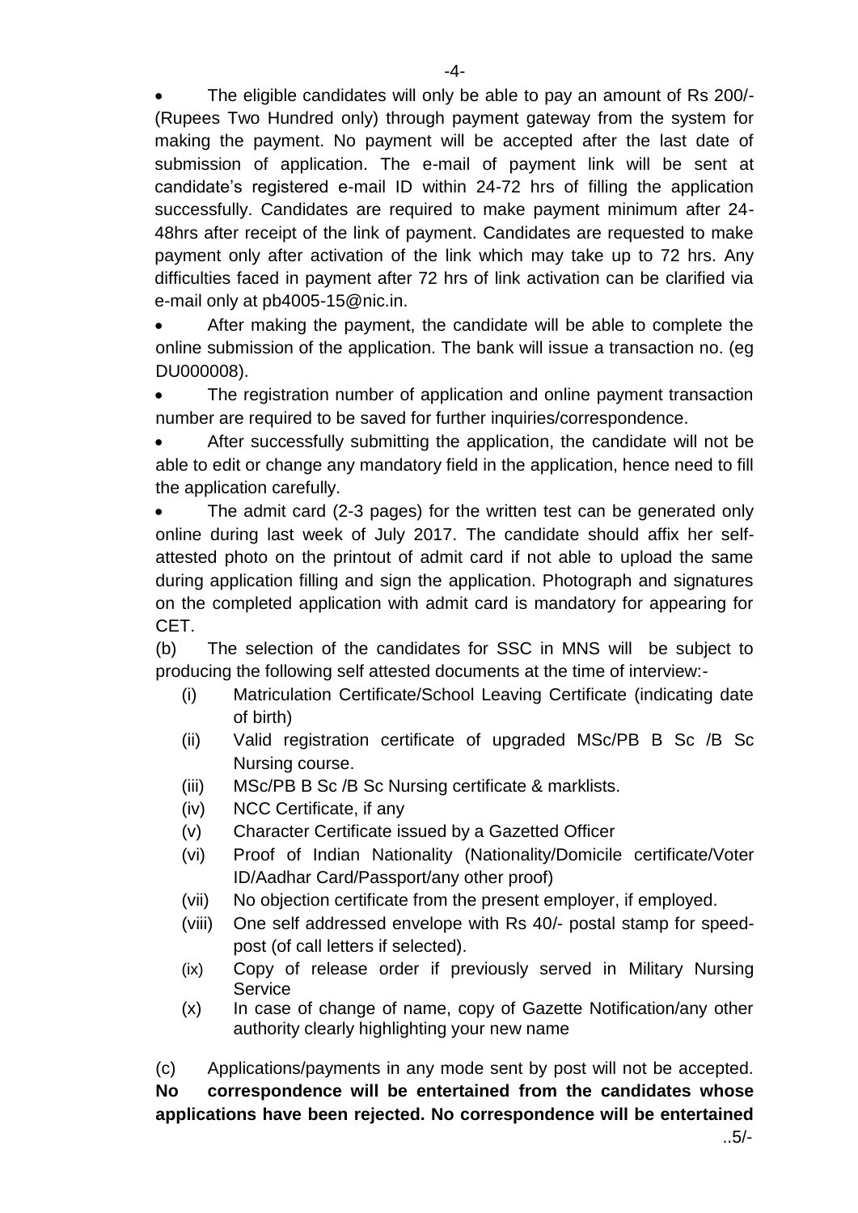- The eligible candidates will only be able to pay an amount of Rs 200/- (Rupees Two Hundred only) through payment gateway from the system for making the payment. No payment will be accepted after the last date of submission of application. The e-mail of payment link will be sent at candidate's registered e-mail ID within 24-72 hrs of filling the application successfully. Candidates are required to make payment minimum after 24-48hrs after receipt of the link of payment. Candidates are requested to make payment only after activation of the link which may take up to 72 hrs. Any difficulties faced in payment after 72 hrs of link activation can be clarified via e-mail only at pb4005-15@nic.in.

- After making the payment, the candidate will be able to complete the online submission of the application. The bank will issue a transaction no. (eg DU000008).

- The registration number of application and online payment transaction number are required to be saved for further inquiries/correspondence.

- After successfully submitting the application, the candidate will not be able to edit or change any mandatory field in the application, hence need to fill the application carefully.

- The admit card (2-3 pages) for the written test can be generated only online during last week of July 2017. The candidate should affix her self-attested photo on the printout of admit card if not able to upload the same during application filling and sign the application. Photograph and signatures on the completed application with admit card is mandatory for appearing for CET.

(b) The selection of the candidates for SSC in MNS will be subject to producing the following self attested documents at the time of interview:-

(i) Matriculation Certificate/School Leaving Certificate (indicating date of birth)

(ii) Valid registration certificate of upgraded MSc/PB B Sc /B Sc Nursing course.

(iii) MSc/PB B Sc /B Sc Nursing certificate & marklists.

(iv) NCC Certificate, if any

(v) Character Certificate issued by a Gazetted Officer

(vi) Proof of Indian Nationality (Nationality/Domicile certificate/Voter ID/Aadhar Card/Passport/any other proof)

(vii) No objection certificate from the present employer, if employed.

(viii) One self addressed envelope with Rs 40/- postal stamp for speed-post (of call letters if selected).

(ix) Copy of release order if previously served in Military Nursing Service

(x) In case of change of name, copy of Gazette Notification/any other authority clearly highlighting your new name

(c) Applications/payments in any mode sent by post will not be accepted. **No correspondence will be entertained from the candidates whose applications have been rejected. No correspondence will be entertained**

..5/-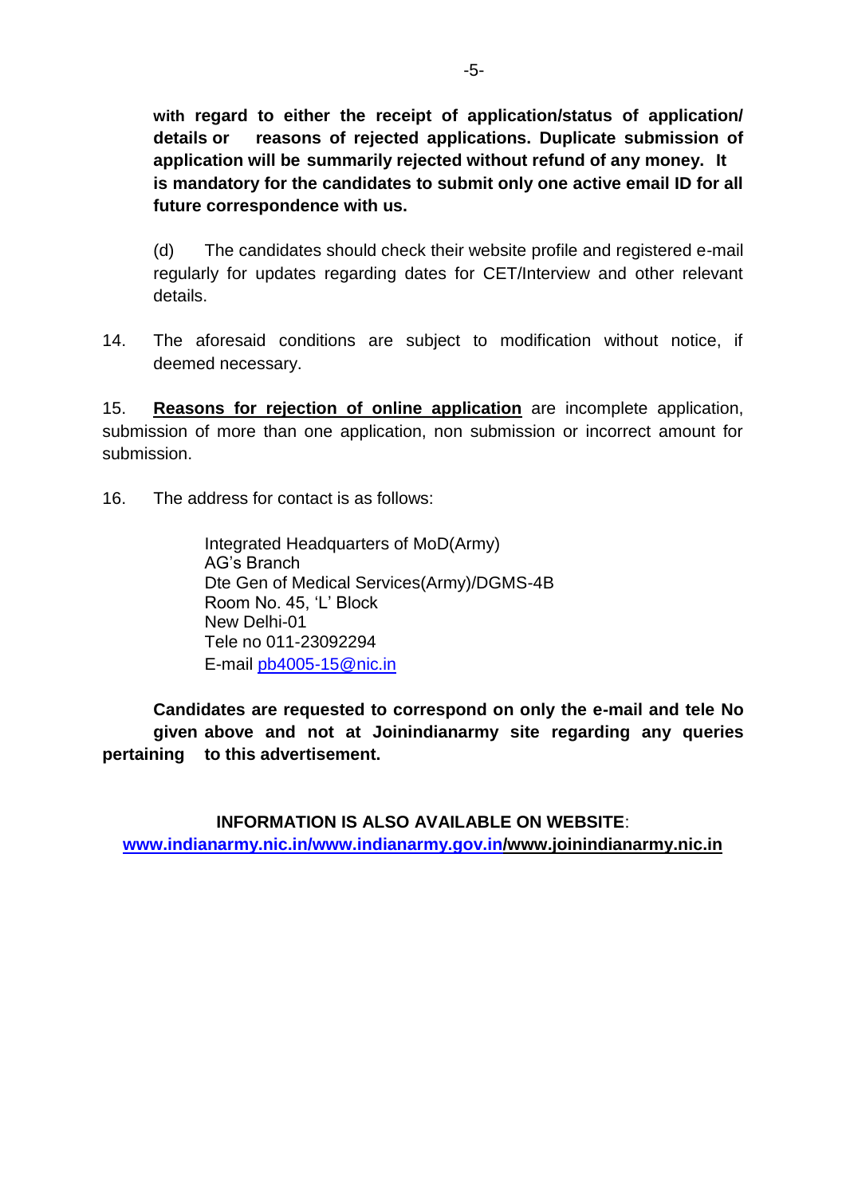**with regard to either the receipt of application/status of application/ details or reasons of rejected applications. Duplicate submission of application will be summarily rejected without refund of any money. It is mandatory for the candidates to submit only one active email ID for all future correspondence with us.**

(d) The candidates should check their website profile and registered e-mail regularly for updates regarding dates for CET/Interview and other relevant details.

14. The aforesaid conditions are subject to modification without notice, if deemed necessary.

15. **<u>Reasons for rejection of online application</u>** are incomplete application, submission of more than one application, non submission or incorrect amount for submission.

16. The address for contact is as follows:

Integrated Headquarters of MoD(Army)
AG's Branch
Dte Gen of Medical Services(Army)/DGMS-4B
Room No. 45, 'L' Block
New Delhi-01
Tele no 011-23092294
E-mail pb4005-15@nic.in

**Candidates are requested to correspond on only the e-mail and tele No given above and not at Joinindianarmy site regarding any queries pertaining to this advertisement.**

**INFORMATION IS ALSO AVAILABLE ON WEBSITE**:
**www.indianarmy.nic.in/www.indianarmy.gov.in/www.joinindianarmy.nic.in**